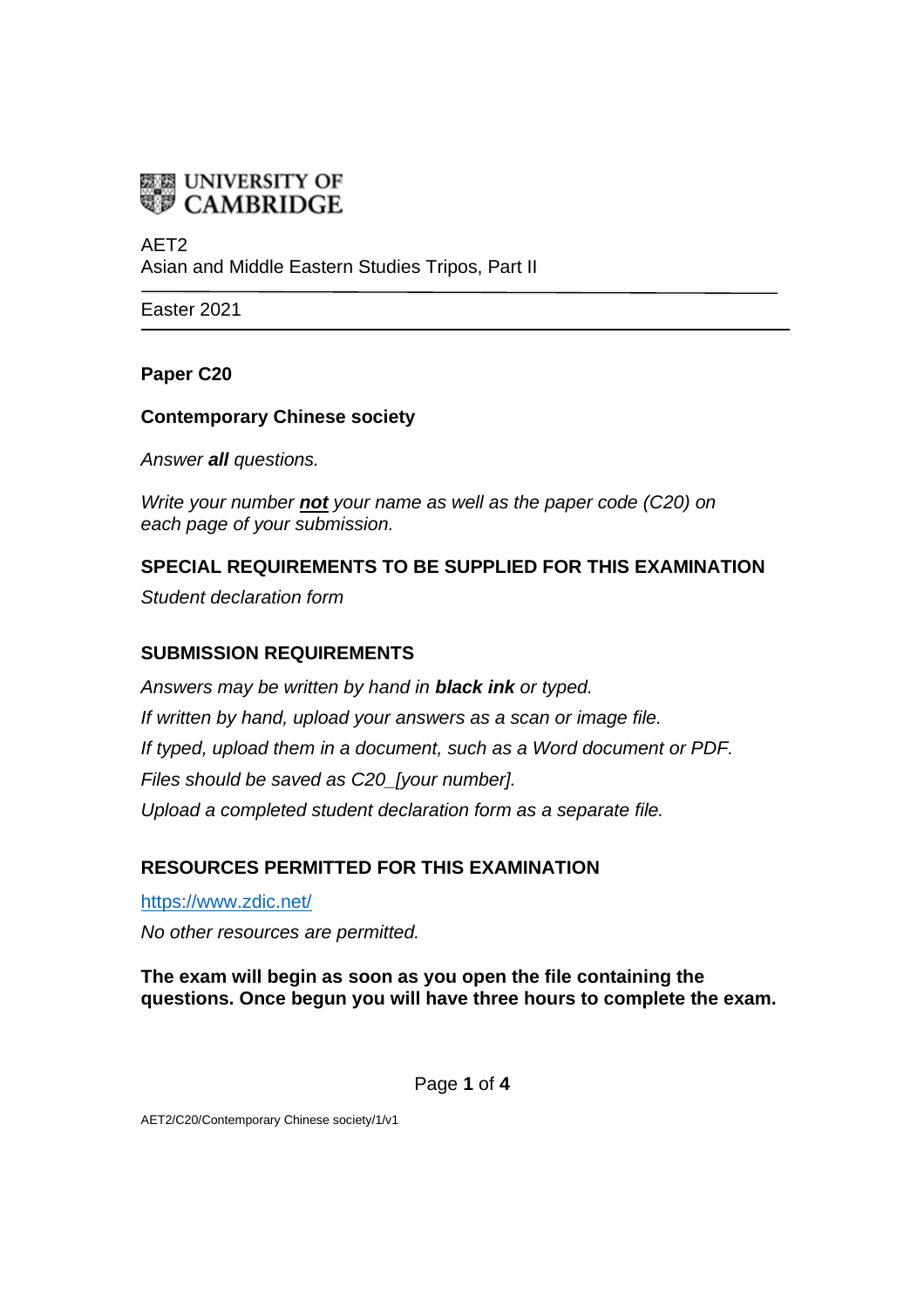UNIVERSITY OF CAMBRIDGE

AET2
Asian and Middle Eastern Studies Tripos, Part II

Easter 2021

**Paper C20**

**Contemporary Chinese society**

*Answer **all** questions.*

*Write your number **not** your name as well as the paper code (C20) on each page of your submission.*

**SPECIAL REQUIREMENTS TO BE SUPPLIED FOR THIS EXAMINATION**

*Student declaration form*

**SUBMISSION REQUIREMENTS**

*Answers may be written by hand in **black ink** or typed.*
*If written by hand, upload your answers as a scan or image file.*
*If typed, upload them in a document, such as a Word document or PDF.*
*Files should be saved as C20_[your number].*
*Upload a completed student declaration form as a separate file.*

**RESOURCES PERMITTED FOR THIS EXAMINATION**

https://www.zdic.net/

*No other resources are permitted.*

**The exam will begin as soon as you open the file containing the questions. Once begun you will have three hours to complete the exam.**

AET2/C20/Contemporary Chinese society/1/v1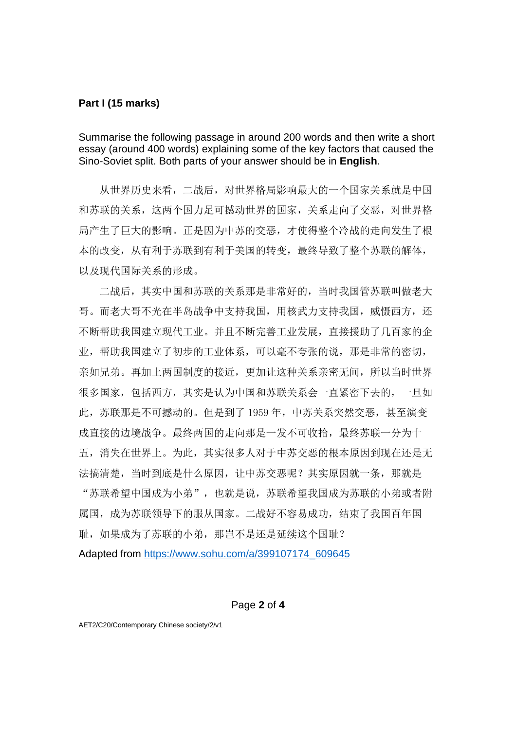**Part I (15 marks)**

Summarise the following passage in around 200 words and then write a short essay (around 400 words) explaining some of the key factors that caused the Sino-Soviet split. Both parts of your answer should be in **English**.

从世界历史来看，二战后，对世界格局影响最大的一个国家关系就是中国和苏联的关系，这两个国力足可撼动世界的国家，关系走向了交恶，对世界格局产生了巨大的影响。正是因为中苏的交恶，才使得整个冷战的走向发生了根本的改变，从有利于苏联到有利于美国的转变，最终导致了整个苏联的解体，以及现代国际关系的形成。

二战后，其实中国和苏联的关系那是非常好的，当时我国管苏联叫做老大哥。而老大哥不光在半岛战争中支持我国，用核武力支持我国，威慑西方，还不断帮助我国建立现代工业。并且不断完善工业发展，直接援助了几百家的企业，帮助我国建立了初步的工业体系，可以毫不夸张的说，那是非常的密切，亲如兄弟。再加上两国制度的接近，更加让这种关系亲密无间，所以当时世界很多国家，包括西方，其实是认为中国和苏联关系会一直紧密下去的，一旦如此，苏联那是不可撼动的。但是到了 1959 年，中苏关系突然交恶，甚至演变成直接的边境战争。最终两国的走向那是一发不可收拾，最终苏联一分为十五，消失在世界上。为此，其实很多人对于中苏交恶的根本原因到现在还是无法搞清楚，当时到底是什么原因，让中苏交恶呢？其实原因就一条，那就是“苏联希望中国成为小弟”，也就是说，苏联希望我国成为苏联的小弟或者附属国，成为苏联领导下的服从国家。二战好不容易成功，结束了我国百年国耻，如果成为了苏联的小弟，那岂不是还是延续这个国耻？

Adapted from [https://www.sohu.com/a/399107174_609645](https://www.sohu.com/a/399107174_609645)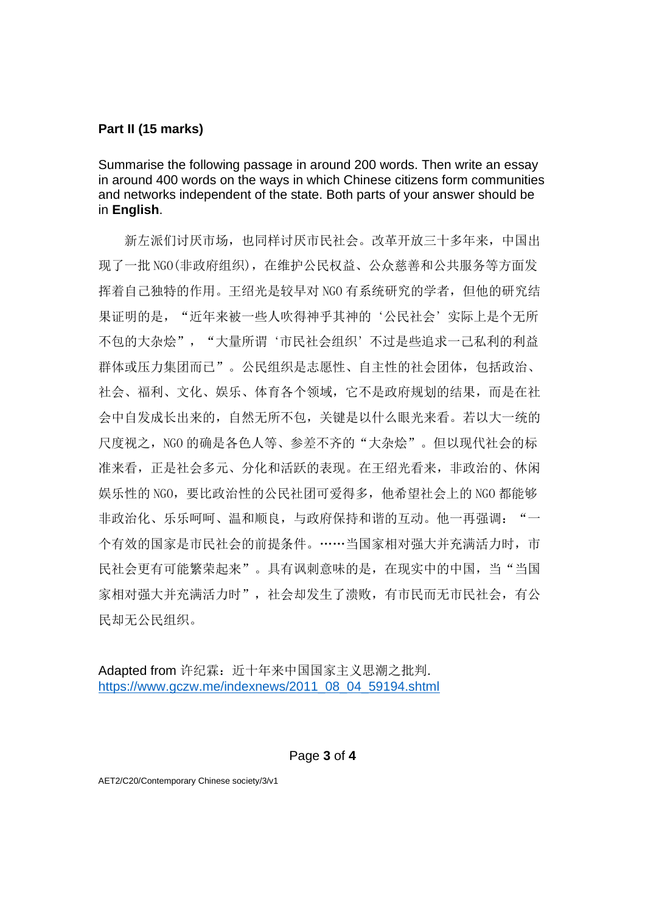**Part II (15 marks)**

Summarise the following passage in around 200 words. Then write an essay in around 400 words on the ways in which Chinese citizens form communities and networks independent of the state. Both parts of your answer should be in **English**.

新左派们讨厌市场，也同样讨厌市民社会。改革开放三十多年来，中国出现了一批 NGO(非政府组织)，在维护公民权益、公众慈善和公共服务等方面发挥着自己独特的作用。王绍光是较早对 NGO 有系统研究的学者，但他的研究结果证明的是，"近年来被一些人吹得神乎其神的'公民社会'实际上是个无所不包的大杂烩"，"大量所谓'市民社会组织'不过是些追求一己私利的利益群体或压力集团而已"。公民组织是志愿性、自主性的社会团体，包括政治、社会、福利、文化、娱乐、体育各个领域，它不是政府规划的结果，而是在社会中自发成长出来的，自然无所不包，关键是以什么眼光来看。若以大一统的尺度视之，NGO 的确是各色人等、参差不齐的"大杂烩"。但以现代社会的标准来看，正是社会多元、分化和活跃的表现。在王绍光看来，非政治的、休闲娱乐性的 NGO，要比政治性的公民社团可爱得多，他希望社会上的 NGO 都能够非政治化、乐乐呵呵、温和顺良，与政府保持和谐的互动。他一再强调："一个有效的国家是市民社会的前提条件。……当国家相对强大并充满活力时，市民社会更有可能繁荣起来"。具有讽刺意味的是，在现实中的中国，当"当国家相对强大并充满活力时"，社会却发生了溃败，有市民而无市民社会，有公民却无公民组织。

Adapted from 许纪霖：近十年来中国国家主义思潮之批判. https://www.gczw.me/indexnews/2011_08_04_59194.shtml

AET2/C20/Contemporary Chinese society/3/v1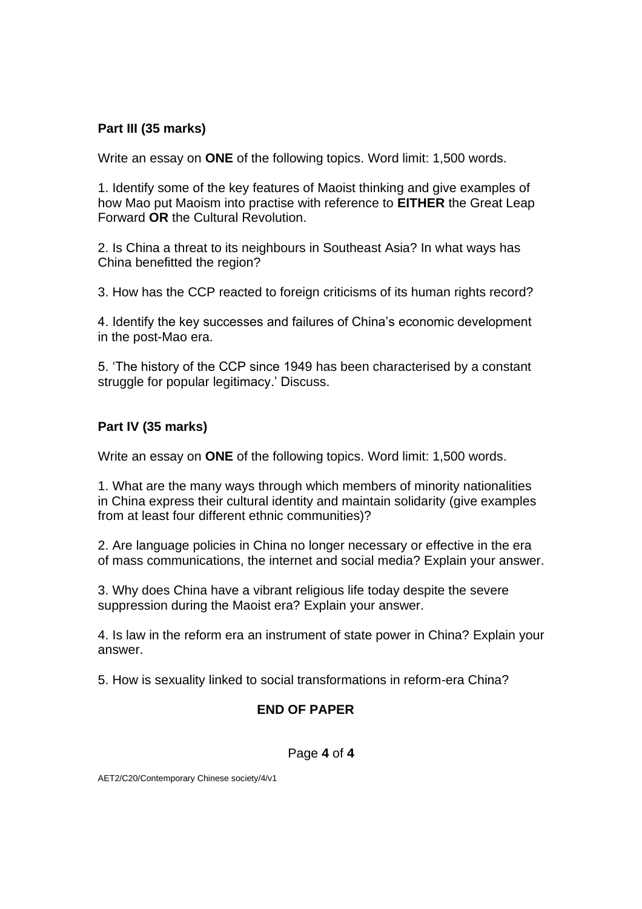**Part III (35 marks)**

Write an essay on **ONE** of the following topics. Word limit: 1,500 words.

1. Identify some of the key features of Maoist thinking and give examples of how Mao put Maoism into practise with reference to **EITHER** the Great Leap Forward **OR** the Cultural Revolution.

2. Is China a threat to its neighbours in Southeast Asia? In what ways has China benefitted the region?

3. How has the CCP reacted to foreign criticisms of its human rights record?

4. Identify the key successes and failures of China's economic development in the post-Mao era.

5. 'The history of the CCP since 1949 has been characterised by a constant struggle for popular legitimacy.' Discuss.

**Part IV (35 marks)**

Write an essay on **ONE** of the following topics. Word limit: 1,500 words.

1. What are the many ways through which members of minority nationalities in China express their cultural identity and maintain solidarity (give examples from at least four different ethnic communities)?

2. Are language policies in China no longer necessary or effective in the era of mass communications, the internet and social media? Explain your answer.

3. Why does China have a vibrant religious life today despite the severe suppression during the Maoist era? Explain your answer.

4. Is law in the reform era an instrument of state power in China? Explain your answer.

5. How is sexuality linked to social transformations in reform-era China?

**END OF PAPER**